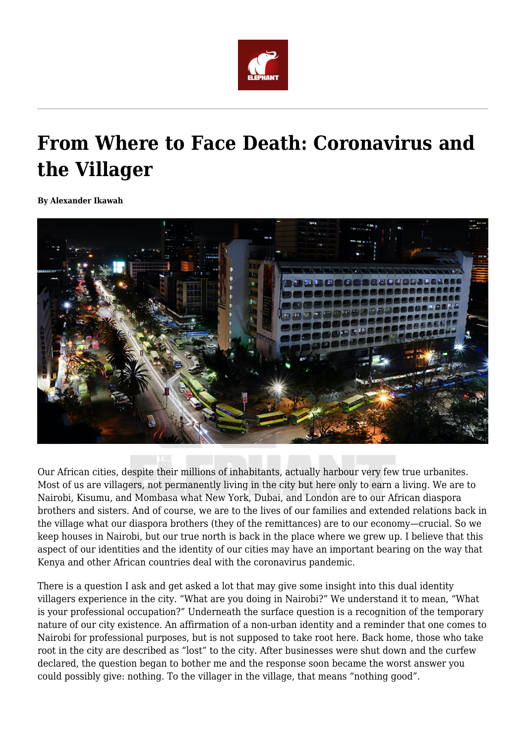# From Where to Face Death: Coronavirus and the Villager

**By Alexander Ikawah**

Our African cities, despite their millions of inhabitants, actually harbour very few true urbanites. Most of us are villagers, not permanently living in the city but here only to earn a living. We are to Nairobi, Kisumu, and Mombasa what New York, Dubai, and London are to our African diaspora brothers and sisters. And of course, we are to the lives of our families and extended relations back in the village what our diaspora brothers (they of the remittances) are to our economy—crucial. So we keep houses in Nairobi, but our true north is back in the place where we grew up. I believe that this aspect of our identities and the identity of our cities may have an important bearing on the way that Kenya and other African countries deal with the coronavirus pandemic.

There is a question I ask and get asked a lot that may give some insight into this dual identity villagers experience in the city. "What are you doing in Nairobi?" We understand it to mean, "What is your professional occupation?" Underneath the surface question is a recognition of the temporary nature of our city existence. An affirmation of a non-urban identity and a reminder that one comes to Nairobi for professional purposes, but is not supposed to take root here. Back home, those who take root in the city are described as "lost" to the city. After businesses were shut down and the curfew declared, the question began to bother me and the response soon became the worst answer you could possibly give: nothing. To the villager in the village, that means "nothing good".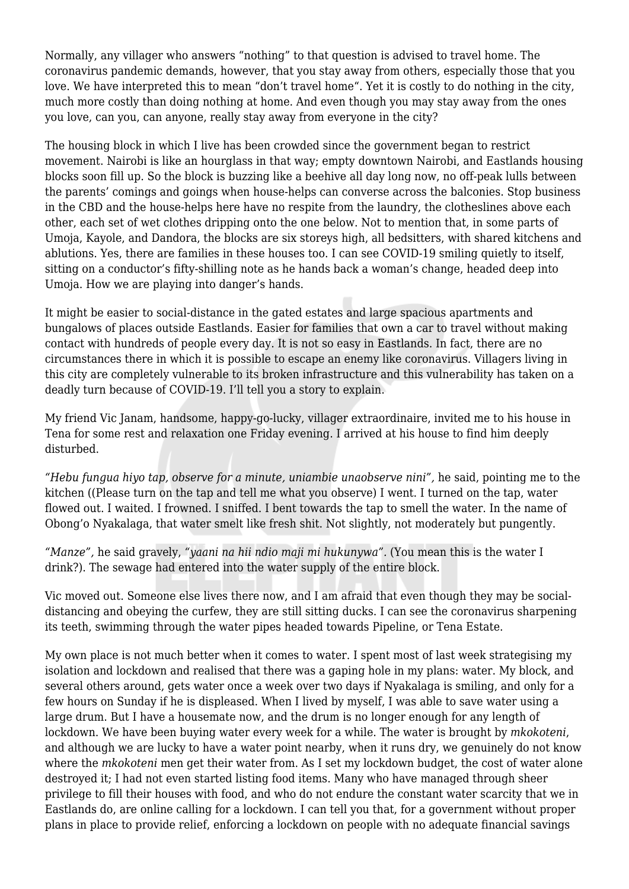Normally, any villager who answers "nothing" to that question is advised to travel home. The coronavirus pandemic demands, however, that you stay away from others, especially those that you love. We have interpreted this to mean "don't travel home". Yet it is costly to do nothing in the city, much more costly than doing nothing at home. And even though you may stay away from the ones you love, can you, can anyone, really stay away from everyone in the city?

The housing block in which I live has been crowded since the government began to restrict movement. Nairobi is like an hourglass in that way; empty downtown Nairobi, and Eastlands housing blocks soon fill up. So the block is buzzing like a beehive all day long now, no off-peak lulls between the parents' comings and goings when house-helps can converse across the balconies. Stop business in the CBD and the house-helps here have no respite from the laundry, the clotheslines above each other, each set of wet clothes dripping onto the one below. Not to mention that, in some parts of Umoja, Kayole, and Dandora, the blocks are six storeys high, all bedsitters, with shared kitchens and ablutions. Yes, there are families in these houses too. I can see COVID-19 smiling quietly to itself, sitting on a conductor's fifty-shilling note as he hands back a woman's change, headed deep into Umoja. How we are playing into danger's hands.

It might be easier to social-distance in the gated estates and large spacious apartments and bungalows of places outside Eastlands. Easier for families that own a car to travel without making contact with hundreds of people every day. It is not so easy in Eastlands. In fact, there are no circumstances there in which it is possible to escape an enemy like coronavirus. Villagers living in this city are completely vulnerable to its broken infrastructure and this vulnerability has taken on a deadly turn because of COVID-19. I'll tell you a story to explain.

My friend Vic Janam, handsome, happy-go-lucky, villager extraordinaire, invited me to his house in Tena for some rest and relaxation one Friday evening. I arrived at his house to find him deeply disturbed.

*"Hebu fungua hiyo tap, observe for a minute, uniambie unaobserve nini",* he said, pointing me to the kitchen ((Please turn on the tap and tell me what you observe) I went. I turned on the tap, water flowed out. I waited. I frowned. I sniffed. I bent towards the tap to smell the water. In the name of Obong'o Nyakalaga, that water smelt like fresh shit. Not slightly, not moderately but pungently.

*"Manze",* he said gravely, *"yaani na hii ndio maji mi hukunywa".* (You mean this is the water I drink?). The sewage had entered into the water supply of the entire block.

Vic moved out. Someone else lives there now, and I am afraid that even though they may be social-distancing and obeying the curfew, they are still sitting ducks. I can see the coronavirus sharpening its teeth, swimming through the water pipes headed towards Pipeline, or Tena Estate.

My own place is not much better when it comes to water. I spent most of last week strategising my isolation and lockdown and realised that there was a gaping hole in my plans: water. My block, and several others around, gets water once a week over two days if Nyakalaga is smiling, and only for a few hours on Sunday if he is displeased. When I lived by myself, I was able to save water using a large drum. But I have a housemate now, and the drum is no longer enough for any length of lockdown. We have been buying water every week for a while. The water is brought by *mkokoteni*, and although we are lucky to have a water point nearby, when it runs dry, we genuinely do not know where the *mkokoteni* men get their water from. As I set my lockdown budget, the cost of water alone destroyed it; I had not even started listing food items. Many who have managed through sheer privilege to fill their houses with food, and who do not endure the constant water scarcity that we in Eastlands do, are online calling for a lockdown. I can tell you that, for a government without proper plans in place to provide relief, enforcing a lockdown on people with no adequate financial savings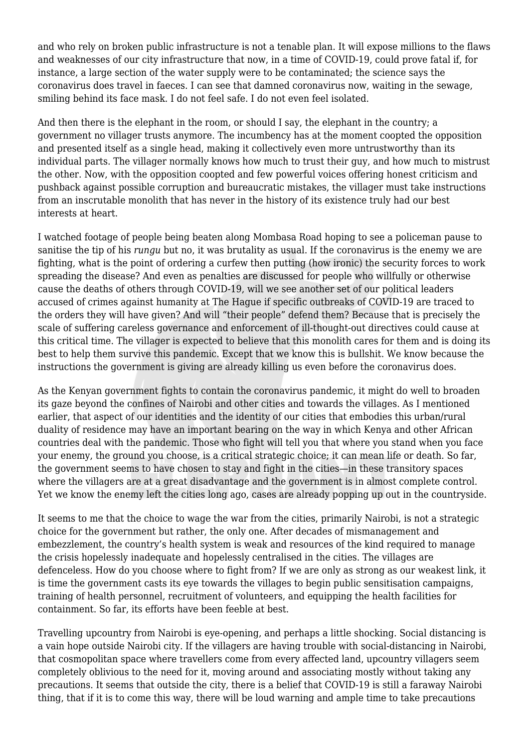and who rely on broken public infrastructure is not a tenable plan. It will expose millions to the flaws and weaknesses of our city infrastructure that now, in a time of COVID-19, could prove fatal if, for instance, a large section of the water supply were to be contaminated; the science says the coronavirus does travel in faeces. I can see that damned coronavirus now, waiting in the sewage, smiling behind its face mask. I do not feel safe. I do not even feel isolated.

And then there is the elephant in the room, or should I say, the elephant in the country; a government no villager trusts anymore. The incumbency has at the moment coopted the opposition and presented itself as a single head, making it collectively even more untrustworthy than its individual parts. The villager normally knows how much to trust their guy, and how much to mistrust the other. Now, with the opposition coopted and few powerful voices offering honest criticism and pushback against possible corruption and bureaucratic mistakes, the villager must take instructions from an inscrutable monolith that has never in the history of its existence truly had our best interests at heart.

I watched footage of people being beaten along Mombasa Road hoping to see a policeman pause to sanitise the tip of his *rungu* but no, it was brutality as usual. If the coronavirus is the enemy we are fighting, what is the point of ordering a curfew then putting (how ironic) the security forces to work spreading the disease? And even as penalties are discussed for people who willfully or otherwise cause the deaths of others through COVID-19, will we see another set of our political leaders accused of crimes against humanity at The Hague if specific outbreaks of COVID-19 are traced to the orders they will have given? And will "their people" defend them? Because that is precisely the scale of suffering careless governance and enforcement of ill-thought-out directives could cause at this critical time. The villager is expected to believe that this monolith cares for them and is doing its best to help them survive this pandemic. Except that we know this is bullshit. We know because the instructions the government is giving are already killing us even before the coronavirus does.

As the Kenyan government fights to contain the coronavirus pandemic, it might do well to broaden its gaze beyond the confines of Nairobi and other cities and towards the villages. As I mentioned earlier, that aspect of our identities and the identity of our cities that embodies this urban/rural duality of residence may have an important bearing on the way in which Kenya and other African countries deal with the pandemic. Those who fight will tell you that where you stand when you face your enemy, the ground you choose, is a critical strategic choice; it can mean life or death. So far, the government seems to have chosen to stay and fight in the cities—in these transitory spaces where the villagers are at a great disadvantage and the government is in almost complete control. Yet we know the enemy left the cities long ago, cases are already popping up out in the countryside.

It seems to me that the choice to wage the war from the cities, primarily Nairobi, is not a strategic choice for the government but rather, the only one. After decades of mismanagement and embezzlement, the country's health system is weak and resources of the kind required to manage the crisis hopelessly inadequate and hopelessly centralised in the cities. The villages are defenceless. How do you choose where to fight from? If we are only as strong as our weakest link, it is time the government casts its eye towards the villages to begin public sensitisation campaigns, training of health personnel, recruitment of volunteers, and equipping the health facilities for containment. So far, its efforts have been feeble at best.

Travelling upcountry from Nairobi is eye-opening, and perhaps a little shocking. Social distancing is a vain hope outside Nairobi city. If the villagers are having trouble with social-distancing in Nairobi, that cosmopolitan space where travellers come from every affected land, upcountry villagers seem completely oblivious to the need for it, moving around and associating mostly without taking any precautions. It seems that outside the city, there is a belief that COVID-19 is still a faraway Nairobi thing, that if it is to come this way, there will be loud warning and ample time to take precautions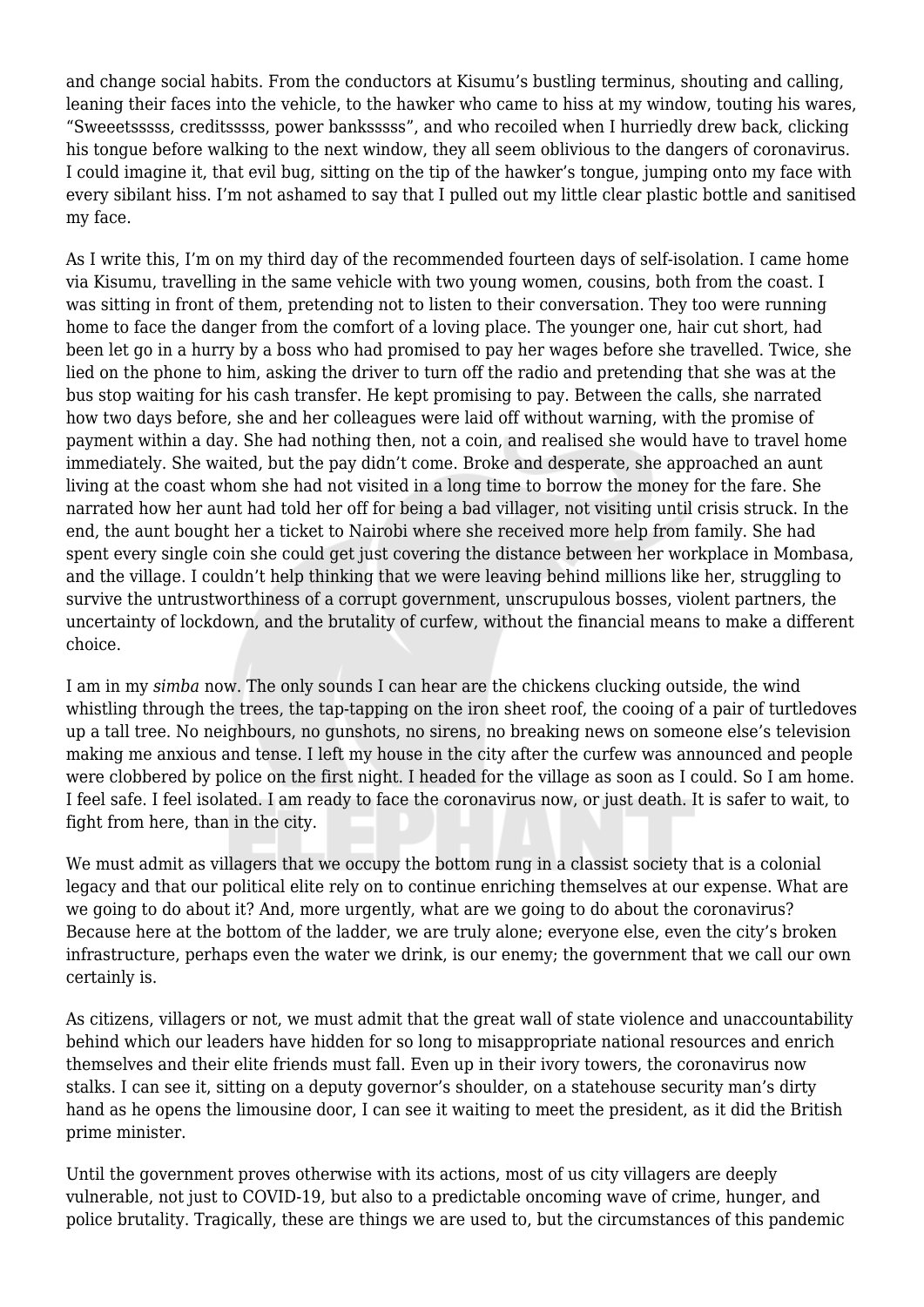and change social habits. From the conductors at Kisumu's bustling terminus, shouting and calling, leaning their faces into the vehicle, to the hawker who came to hiss at my window, touting his wares, "Sweeetsssss, creditsssss, power banksssss", and who recoiled when I hurriedly drew back, clicking his tongue before walking to the next window, they all seem oblivious to the dangers of coronavirus. I could imagine it, that evil bug, sitting on the tip of the hawker's tongue, jumping onto my face with every sibilant hiss. I'm not ashamed to say that I pulled out my little clear plastic bottle and sanitised my face.

As I write this, I'm on my third day of the recommended fourteen days of self-isolation. I came home via Kisumu, travelling in the same vehicle with two young women, cousins, both from the coast. I was sitting in front of them, pretending not to listen to their conversation. They too were running home to face the danger from the comfort of a loving place. The younger one, hair cut short, had been let go in a hurry by a boss who had promised to pay her wages before she travelled. Twice, she lied on the phone to him, asking the driver to turn off the radio and pretending that she was at the bus stop waiting for his cash transfer. He kept promising to pay. Between the calls, she narrated how two days before, she and her colleagues were laid off without warning, with the promise of payment within a day. She had nothing then, not a coin, and realised she would have to travel home immediately. She waited, but the pay didn't come. Broke and desperate, she approached an aunt living at the coast whom she had not visited in a long time to borrow the money for the fare. She narrated how her aunt had told her off for being a bad villager, not visiting until crisis struck. In the end, the aunt bought her a ticket to Nairobi where she received more help from family. She had spent every single coin she could get just covering the distance between her workplace in Mombasa, and the village. I couldn't help thinking that we were leaving behind millions like her, struggling to survive the untrustworthiness of a corrupt government, unscrupulous bosses, violent partners, the uncertainty of lockdown, and the brutality of curfew, without the financial means to make a different choice.

I am in my *simba* now. The only sounds I can hear are the chickens clucking outside, the wind whistling through the trees, the tap-tapping on the iron sheet roof, the cooing of a pair of turtledoves up a tall tree. No neighbours, no gunshots, no sirens, no breaking news on someone else's television making me anxious and tense. I left my house in the city after the curfew was announced and people were clobbered by police on the first night. I headed for the village as soon as I could. So I am home. I feel safe. I feel isolated. I am ready to face the coronavirus now, or just death. It is safer to wait, to fight from here, than in the city.

We must admit as villagers that we occupy the bottom rung in a classist society that is a colonial legacy and that our political elite rely on to continue enriching themselves at our expense. What are we going to do about it? And, more urgently, what are we going to do about the coronavirus? Because here at the bottom of the ladder, we are truly alone; everyone else, even the city's broken infrastructure, perhaps even the water we drink, is our enemy; the government that we call our own certainly is.

As citizens, villagers or not, we must admit that the great wall of state violence and unaccountability behind which our leaders have hidden for so long to misappropriate national resources and enrich themselves and their elite friends must fall. Even up in their ivory towers, the coronavirus now stalks. I can see it, sitting on a deputy governor's shoulder, on a statehouse security man's dirty hand as he opens the limousine door, I can see it waiting to meet the president, as it did the British prime minister.

Until the government proves otherwise with its actions, most of us city villagers are deeply vulnerable, not just to COVID-19, but also to a predictable oncoming wave of crime, hunger, and police brutality. Tragically, these are things we are used to, but the circumstances of this pandemic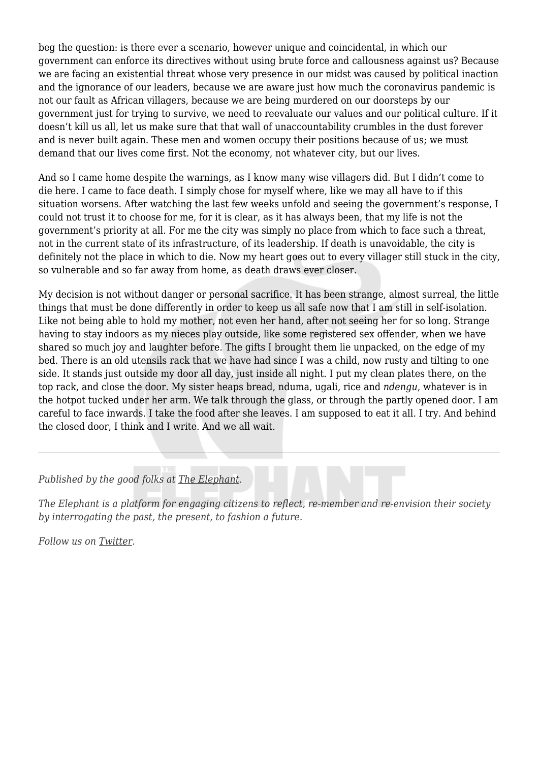beg the question: is there ever a scenario, however unique and coincidental, in which our government can enforce its directives without using brute force and callousness against us? Because we are facing an existential threat whose very presence in our midst was caused by political inaction and the ignorance of our leaders, because we are aware just how much the coronavirus pandemic is not our fault as African villagers, because we are being murdered on our doorsteps by our government just for trying to survive, we need to reevaluate our values and our political culture. If it doesn't kill us all, let us make sure that that wall of unaccountability crumbles in the dust forever and is never built again. These men and women occupy their positions because of us; we must demand that our lives come first. Not the economy, not whatever city, but our lives.

And so I came home despite the warnings, as I know many wise villagers did. But I didn't come to die here. I came to face death. I simply chose for myself where, like we may all have to if this situation worsens. After watching the last few weeks unfold and seeing the government's response, I could not trust it to choose for me, for it is clear, as it has always been, that my life is not the government's priority at all. For me the city was simply no place from which to face such a threat, not in the current state of its infrastructure, of its leadership. If death is unavoidable, the city is definitely not the place in which to die. Now my heart goes out to every villager still stuck in the city, so vulnerable and so far away from home, as death draws ever closer.

My decision is not without danger or personal sacrifice. It has been strange, almost surreal, the little things that must be done differently in order to keep us all safe now that I am still in self-isolation. Like not being able to hold my mother, not even her hand, after not seeing her for so long. Strange having to stay indoors as my nieces play outside, like some registered sex offender, when we have shared so much joy and laughter before. The gifts I brought them lie unpacked, on the edge of my bed. There is an old utensils rack that we have had since I was a child, now rusty and tilting to one side. It stands just outside my door all day, just inside all night. I put my clean plates there, on the top rack, and close the door. My sister heaps bread, nduma, ugali, rice and *ndengu*, whatever is in the hotpot tucked under her arm. We talk through the glass, or through the partly opened door. I am careful to face inwards. I take the food after she leaves. I am supposed to eat it all. I try. And behind the closed door, I think and I write. And we all wait.

---

*Published by the good folks at The Elephant.*

*The Elephant is a platform for engaging citizens to reflect, re-member and re-envision their society by interrogating the past, the present, to fashion a future.*

*Follow us on Twitter.*